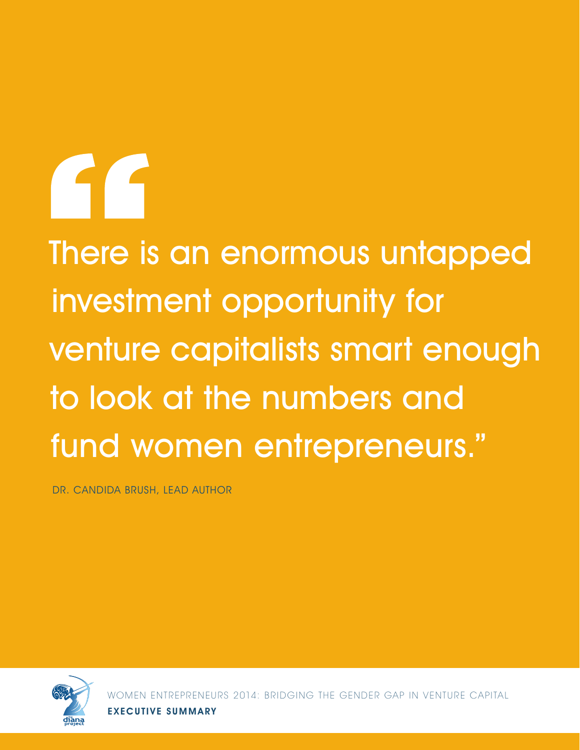> "There is an enormous untapped investment opportunity for venture capitalists smart enough to look at the numbers and fund women entrepreneurs."

DR. CANDIDA BRUSH, LEAD AUTHOR

WOMEN ENTREPRENEURS 2014: BRIDGING THE GENDER GAP IN VENTURE CAPITAL

**EXECUTIVE SUMMARY**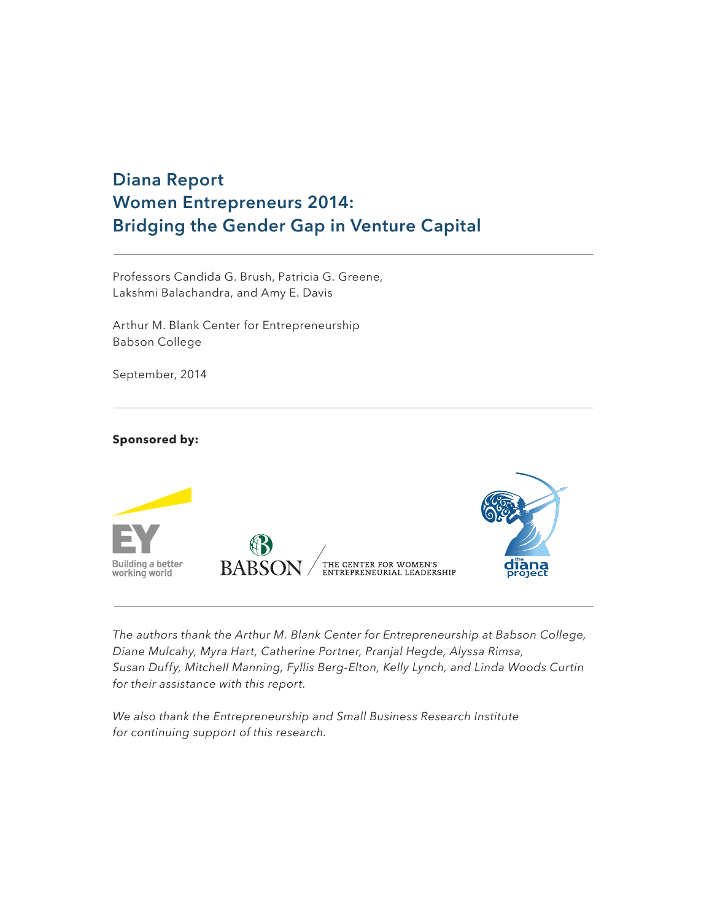# Diana Report
# Women Entrepreneurs 2014:
# Bridging the Gender Gap in Venture Capital

---

Professors Candida G. Brush, Patricia G. Greene,
Lakshmi Balachandra, and Amy E. Davis

Arthur M. Blank Center for Entrepreneurship
Babson College

September, 2014

---

**Sponsored by:**

EY Building a better working world

BABSON / THE CENTER FOR WOMEN'S ENTREPRENEURIAL LEADERSHIP

the diana project

---

*The authors thank the Arthur M. Blank Center for Entrepreneurship at Babson College, Diane Mulcahy, Myra Hart, Catherine Portner, Pranjal Hegde, Alyssa Rimsa, Susan Duffy, Mitchell Manning, Fyllis Berg-Elton, Kelly Lynch, and Linda Woods Curtin for their assistance with this report.*

*We also thank the Entrepreneurship and Small Business Research Institute for continuing support of this research.*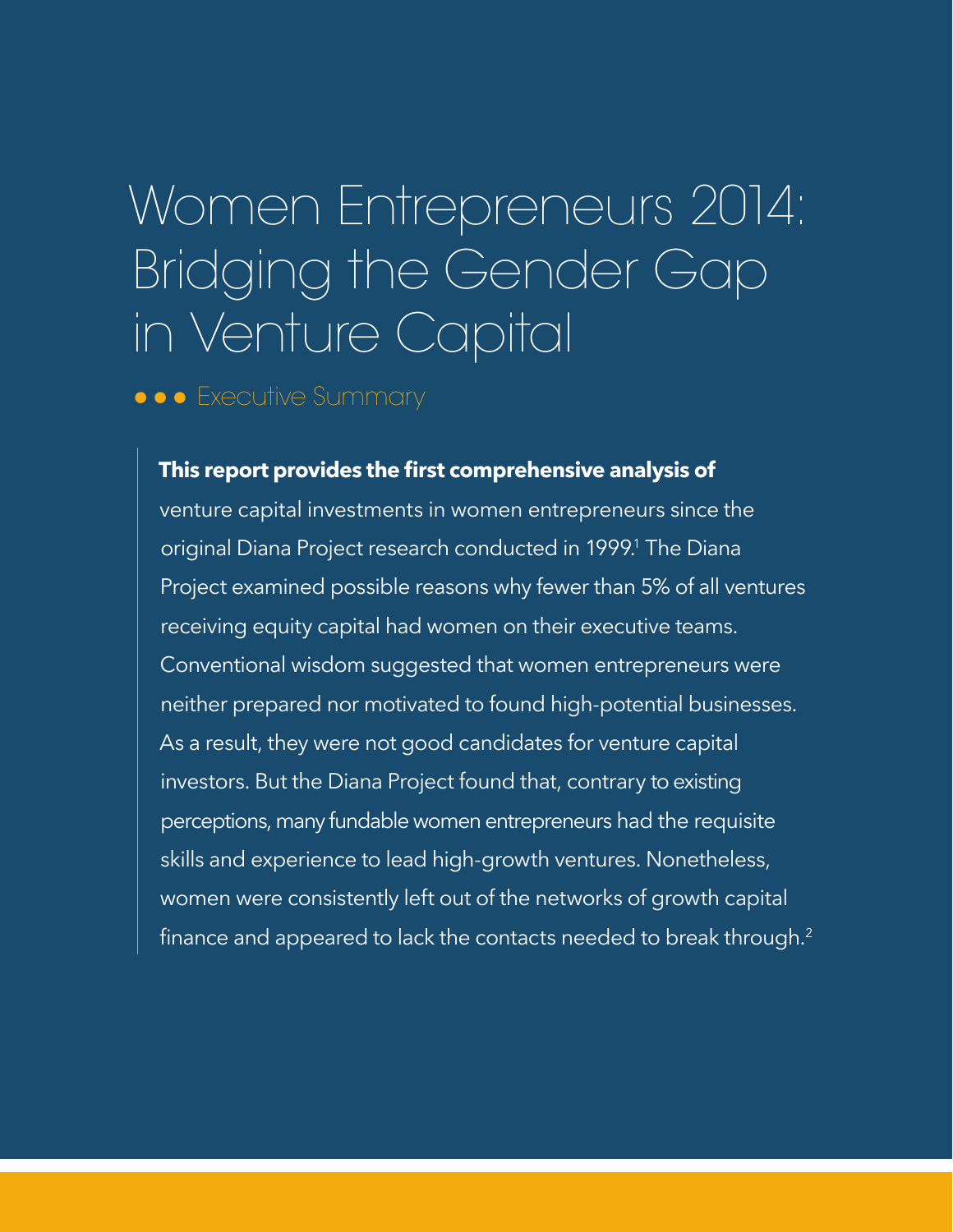# Women Entrepreneurs 2014: Bridging the Gender Gap in Venture Capital

## Executive Summary

**This report provides the first comprehensive analysis of** venture capital investments in women entrepreneurs since the original Diana Project research conducted in 1999.[1] The Diana Project examined possible reasons why fewer than 5% of all ventures receiving equity capital had women on their executive teams. Conventional wisdom suggested that women entrepreneurs were neither prepared nor motivated to found high-potential businesses. As a result, they were not good candidates for venture capital investors. But the Diana Project found that, contrary to existing perceptions, many fundable women entrepreneurs had the requisite skills and experience to lead high-growth ventures. Nonetheless, women were consistently left out of the networks of growth capital finance and appeared to lack the contacts needed to break through.[2]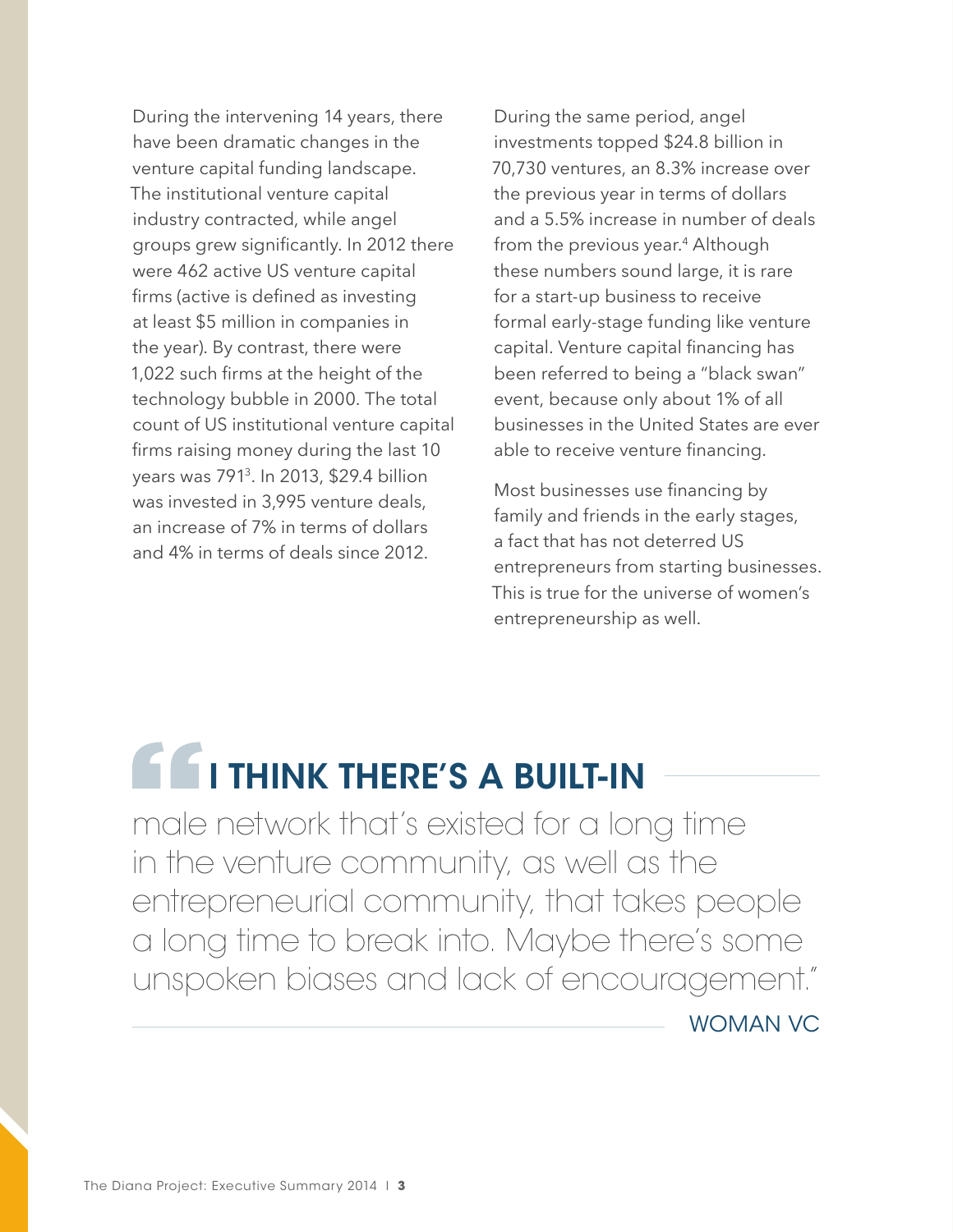During the intervening 14 years, there have been dramatic changes in the venture capital funding landscape. The institutional venture capital industry contracted, while angel groups grew significantly. In 2012 there were 462 active US venture capital firms (active is defined as investing at least $5 million in companies in the year). By contrast, there were 1,022 such firms at the height of the technology bubble in 2000. The total count of US institutional venture capital firms raising money during the last 10 years was 791[3]. In 2013, $29.4 billion was invested in 3,995 venture deals, an increase of 7% in terms of dollars and 4% in terms of deals since 2012.

During the same period, angel investments topped $24.8 billion in 70,730 ventures, an 8.3% increase over the previous year in terms of dollars and a 5.5% increase in number of deals from the previous year.[4] Although these numbers sound large, it is rare for a start-up business to receive formal early-stage funding like venture capital. Venture capital financing has been referred to being a "black swan" event, because only about 1% of all businesses in the United States are ever able to receive venture financing.

Most businesses use financing by family and friends in the early stages, a fact that has not deterred US entrepreneurs from starting businesses. This is true for the universe of women's entrepreneurship as well.

> **"I THINK THERE'S A BUILT-IN** male network that's existed for a long time in the venture community, as well as the entrepreneurial community, that takes people a long time to break into. Maybe there's some unspoken biases and lack of encouragement."
>
> WOMAN VC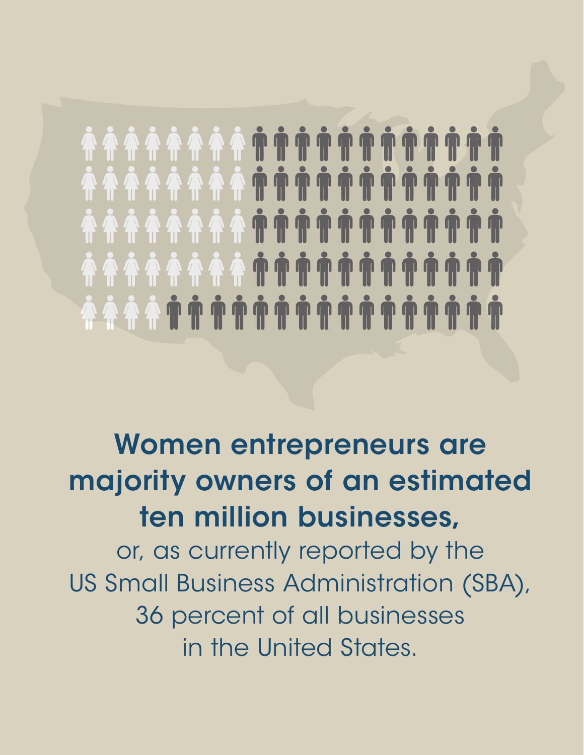**Women entrepreneurs are majority owners of an estimated ten million businesses,**

or, as currently reported by the US Small Business Administration (SBA), 36 percent of all businesses in the United States.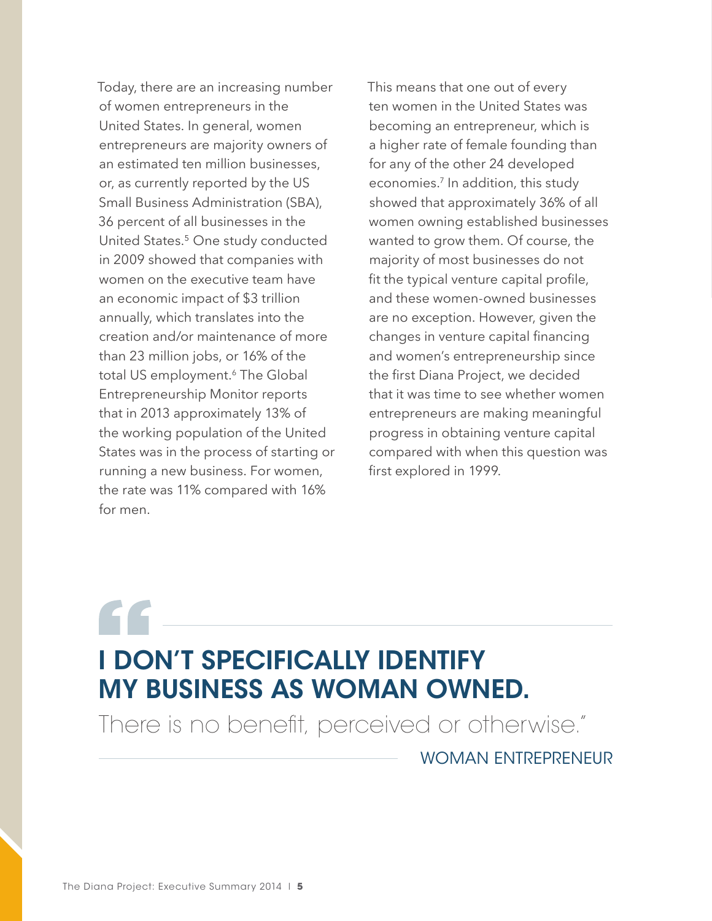Today, there are an increasing number of women entrepreneurs in the United States. In general, women entrepreneurs are majority owners of an estimated ten million businesses, or, as currently reported by the US Small Business Administration (SBA), 36 percent of all businesses in the United States.[5] One study conducted in 2009 showed that companies with women on the executive team have an economic impact of $3 trillion annually, which translates into the creation and/or maintenance of more than 23 million jobs, or 16% of the total US employment.[6] The Global Entrepreneurship Monitor reports that in 2013 approximately 13% of the working population of the United States was in the process of starting or running a new business. For women, the rate was 11% compared with 16% for men.

This means that one out of every ten women in the United States was becoming an entrepreneur, which is a higher rate of female founding than for any of the other 24 developed economies.[7] In addition, this study showed that approximately 36% of all women owning established businesses wanted to grow them. Of course, the majority of most businesses do not fit the typical venture capital profile, and these women-owned businesses are no exception. However, given the changes in venture capital financing and women's entrepreneurship since the first Diana Project, we decided that it was time to see whether women entrepreneurs are making meaningful progress in obtaining venture capital compared with when this question was first explored in 1999.

> **"I DON'T SPECIFICALLY IDENTIFY MY BUSINESS AS WOMAN OWNED.**
> There is no benefit, perceived or otherwise."
>
> WOMAN ENTREPRENEUR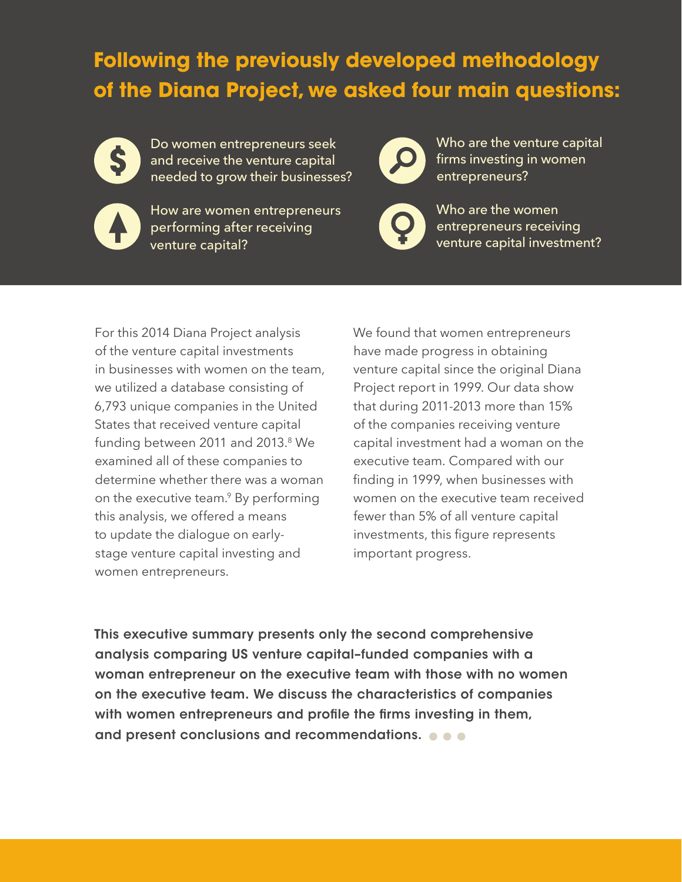## Following the previously developed methodology of the Diana Project, we asked four main questions:

- Do women entrepreneurs seek and receive the venture capital needed to grow their businesses?
- How are women entrepreneurs performing after receiving venture capital?
- Who are the venture capital firms investing in women entrepreneurs?
- Who are the women entrepreneurs receiving venture capital investment?

For this 2014 Diana Project analysis of the venture capital investments in businesses with women on the team, we utilized a database consisting of 6,793 unique companies in the United States that received venture capital funding between 2011 and 2013.[8] We examined all of these companies to determine whether there was a woman on the executive team.[9] By performing this analysis, we offered a means to update the dialogue on early-stage venture capital investing and women entrepreneurs.

We found that women entrepreneurs have made progress in obtaining venture capital since the original Diana Project report in 1999. Our data show that during 2011-2013 more than 15% of the companies receiving venture capital investment had a woman on the executive team. Compared with our finding in 1999, when businesses with women on the executive team received fewer than 5% of all venture capital investments, this figure represents important progress.

**This executive summary presents only the second comprehensive analysis comparing US venture capital–funded companies with a woman entrepreneur on the executive team with those with no women on the executive team. We discuss the characteristics of companies with women entrepreneurs and profile the firms investing in them, and present conclusions and recommendations.**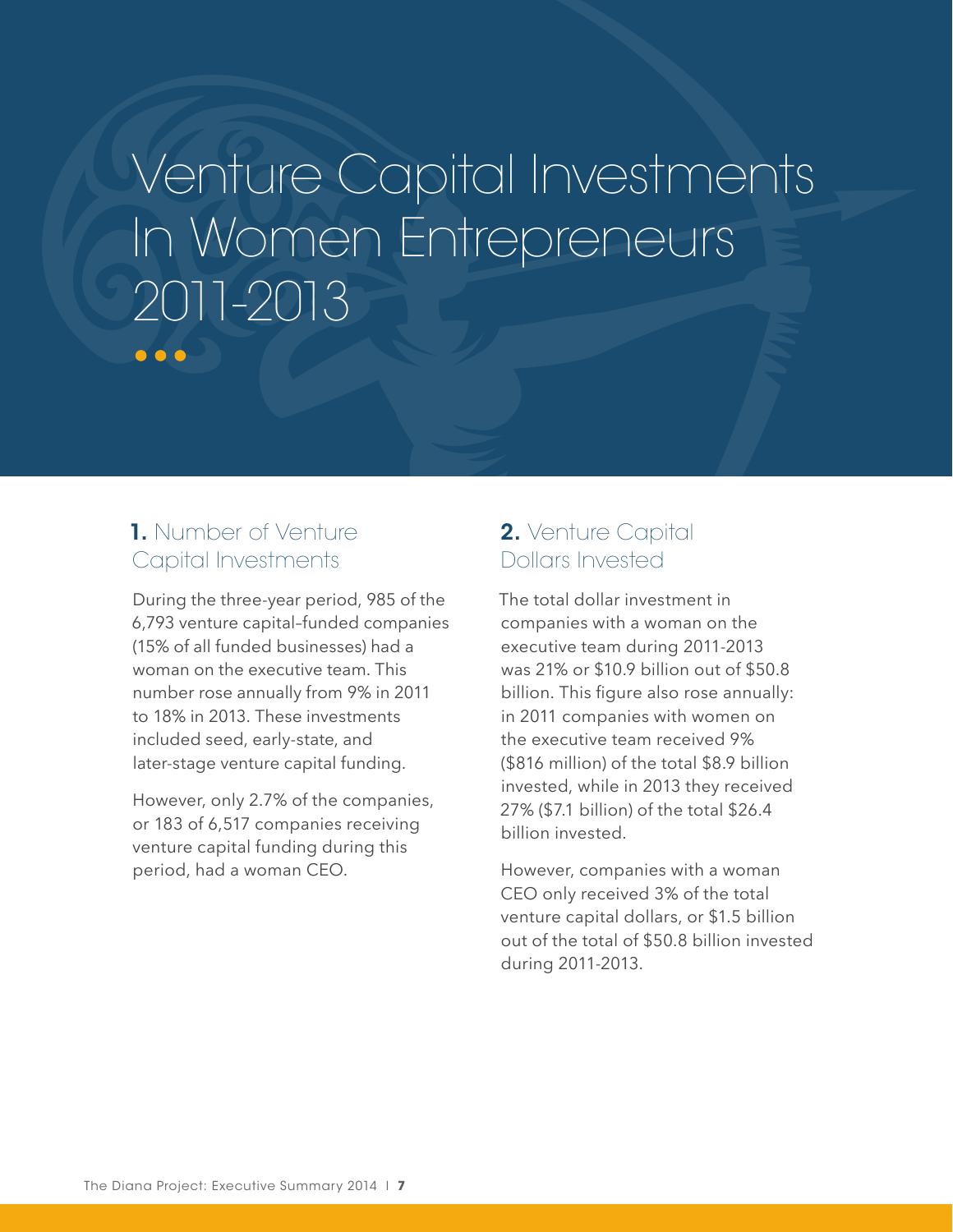# Venture Capital Investments In Women Entrepreneurs 2011-2013

## **1.** Number of Venture Capital Investments

During the three-year period, 985 of the 6,793 venture capital–funded companies (15% of all funded businesses) had a woman on the executive team. This number rose annually from 9% in 2011 to 18% in 2013. These investments included seed, early-state, and later-stage venture capital funding.

However, only 2.7% of the companies, or 183 of 6,517 companies receiving venture capital funding during this period, had a woman CEO.

## **2.** Venture Capital Dollars Invested

The total dollar investment in companies with a woman on the executive team during 2011-2013 was 21% or $10.9 billion out of $50.8 billion. This figure also rose annually: in 2011 companies with women on the executive team received 9% ($816 million) of the total $8.9 billion invested, while in 2013 they received 27% ($7.1 billion) of the total $26.4 billion invested.

However, companies with a woman CEO only received 3% of the total venture capital dollars, or $1.5 billion out of the total of $50.8 billion invested during 2011-2013.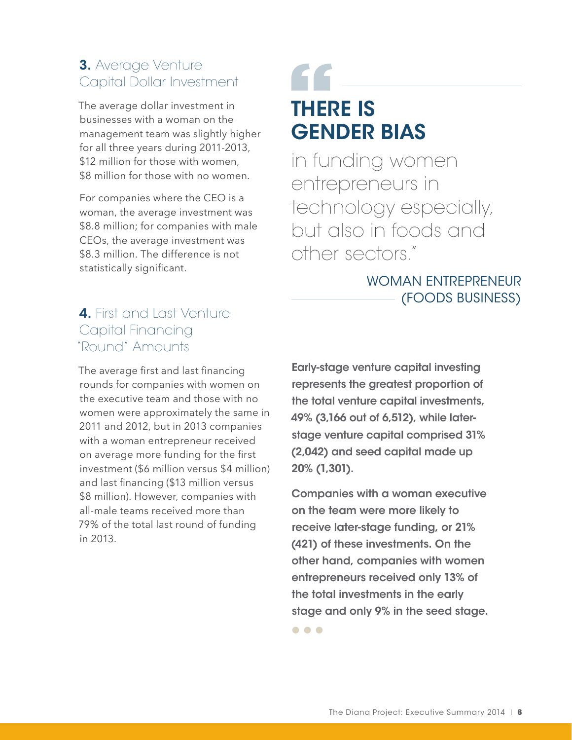### **3.** Average Venture Capital Dollar Investment

The average dollar investment in businesses with a woman on the management team was slightly higher for all three years during 2011-2013, $12 million for those with women, $8 million for those with no women.

For companies where the CEO is a woman, the average investment was $8.8 million; for companies with male CEOs, the average investment was $8.3 million. The difference is not statistically significant.

### **4.** First and Last Venture Capital Financing "Round" Amounts

The average first and last financing rounds for companies with women on the executive team and those with no women were approximately the same in 2011 and 2012, but in 2013 companies with a woman entrepreneur received on average more funding for the first investment ($6 million versus $4 million) and last financing ($13 million versus $8 million). However, companies with all-male teams received more than 79% of the total last round of funding in 2013.

> **THERE IS GENDER BIAS** in funding women entrepreneurs in technology especially, but also in foods and other sectors."
>
> WOMAN ENTREPRENEUR (FOODS BUSINESS)

**Early-stage venture capital investing represents the greatest proportion of the total venture capital investments, 49% (3,166 out of 6,512), while later-stage venture capital comprised 31% (2,042) and seed capital made up 20% (1,301).**

**Companies with a woman executive on the team were more likely to receive later-stage funding, or 21% (421) of these investments. On the other hand, companies with women entrepreneurs received only 13% of the total investments in the early stage and only 9% in the seed stage.**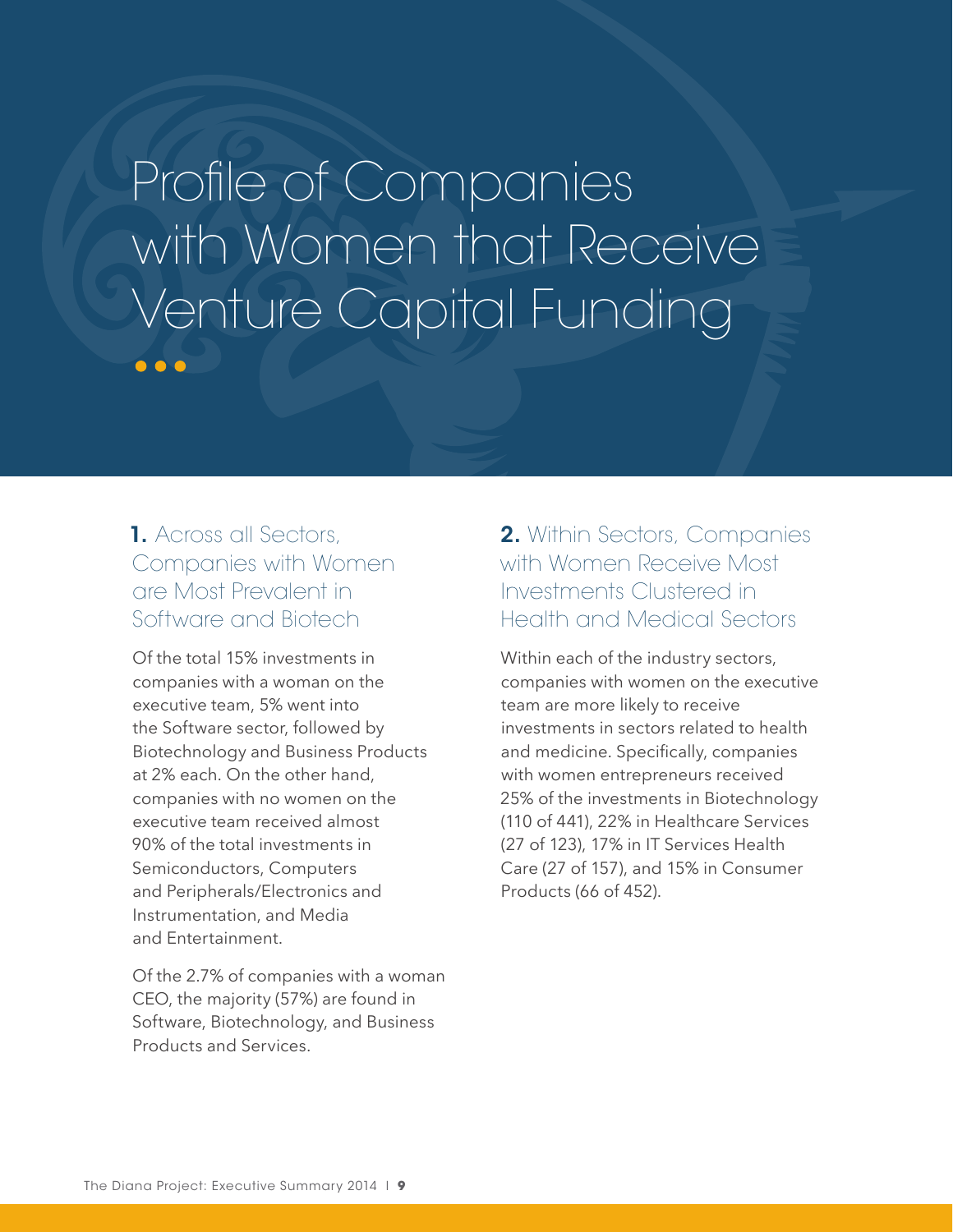# Profile of Companies with Women that Receive Venture Capital Funding

## 1. Across all Sectors, Companies with Women are Most Prevalent in Software and Biotech

Of the total 15% investments in companies with a woman on the executive team, 5% went into the Software sector, followed by Biotechnology and Business Products at 2% each. On the other hand, companies with no women on the executive team received almost 90% of the total investments in Semiconductors, Computers and Peripherals/Electronics and Instrumentation, and Media and Entertainment.

Of the 2.7% of companies with a woman CEO, the majority (57%) are found in Software, Biotechnology, and Business Products and Services.

## 2. Within Sectors, Companies with Women Receive Most Investments Clustered in Health and Medical Sectors

Within each of the industry sectors, companies with women on the executive team are more likely to receive investments in sectors related to health and medicine. Specifically, companies with women entrepreneurs received 25% of the investments in Biotechnology (110 of 441), 22% in Healthcare Services (27 of 123), 17% in IT Services Health Care (27 of 157), and 15% in Consumer Products (66 of 452).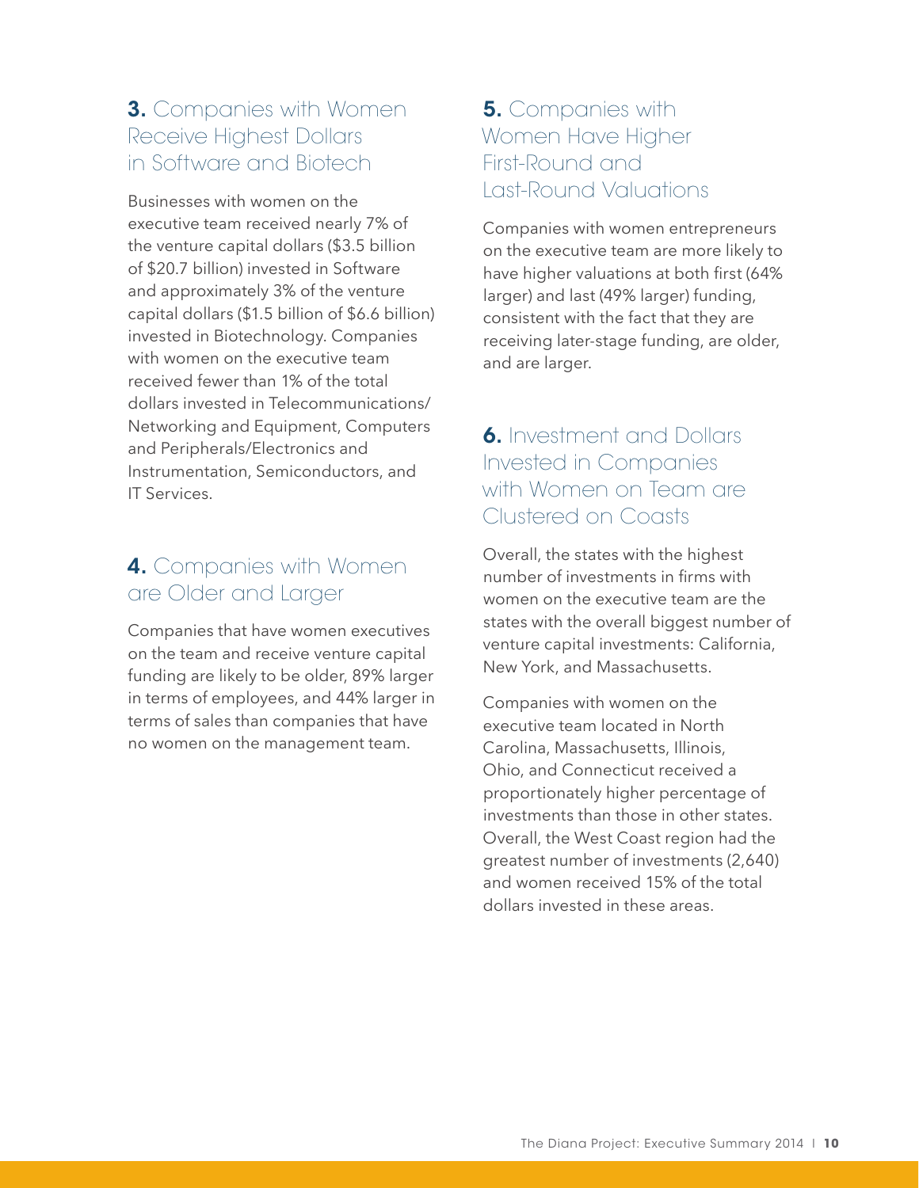## 3. Companies with Women Receive Highest Dollars in Software and Biotech

Businesses with women on the executive team received nearly 7% of the venture capital dollars ($3.5 billion of $20.7 billion) invested in Software and approximately 3% of the venture capital dollars ($1.5 billion of $6.6 billion) invested in Biotechnology. Companies with women on the executive team received fewer than 1% of the total dollars invested in Telecommunications/Networking and Equipment, Computers and Peripherals/Electronics and Instrumentation, Semiconductors, and IT Services.

## 4. Companies with Women are Older and Larger

Companies that have women executives on the team and receive venture capital funding are likely to be older, 89% larger in terms of employees, and 44% larger in terms of sales than companies that have no women on the management team.

## 5. Companies with Women Have Higher First-Round and Last-Round Valuations

Companies with women entrepreneurs on the executive team are more likely to have higher valuations at both first (64% larger) and last (49% larger) funding, consistent with the fact that they are receiving later-stage funding, are older, and are larger.

## 6. Investment and Dollars Invested in Companies with Women on Team are Clustered on Coasts

Overall, the states with the highest number of investments in firms with women on the executive team are the states with the overall biggest number of venture capital investments: California, New York, and Massachusetts.

Companies with women on the executive team located in North Carolina, Massachusetts, Illinois, Ohio, and Connecticut received a proportionately higher percentage of investments than those in other states. Overall, the West Coast region had the greatest number of investments (2,640) and women received 15% of the total dollars invested in these areas.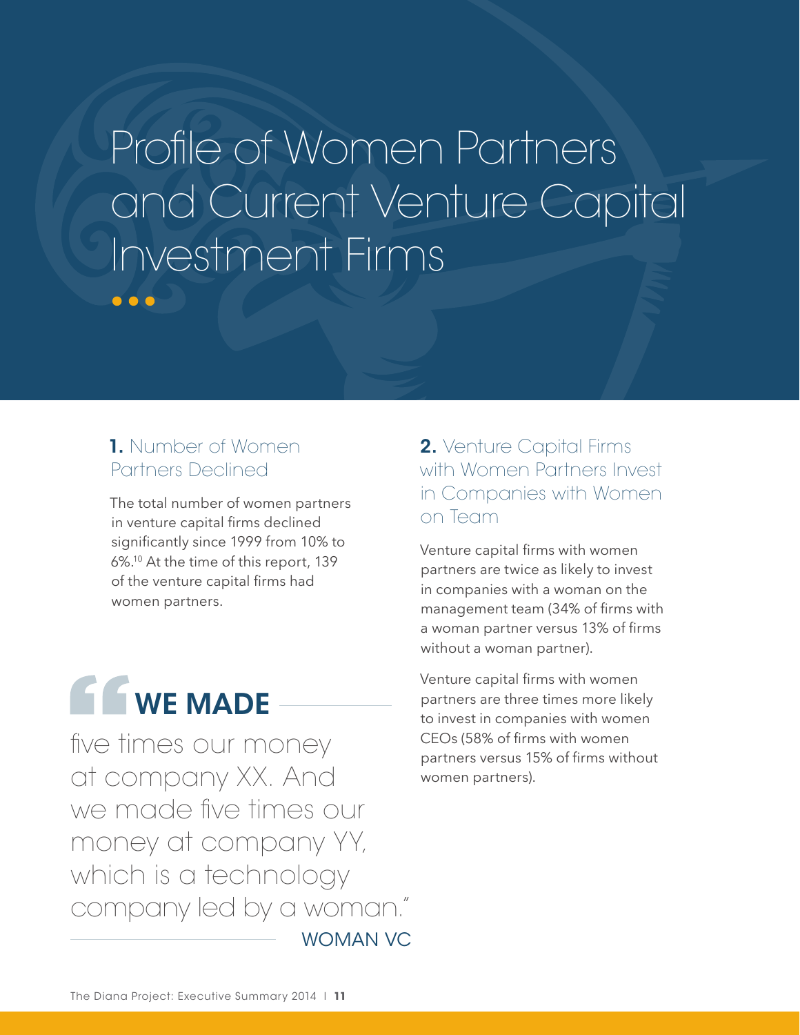# Profile of Women Partners and Current Venture Capital Investment Firms

## 1. Number of Women Partners Declined

The total number of women partners in venture capital firms declined significantly since 1999 from 10% to 6%.[10] At the time of this report, 139 of the venture capital firms had women partners.

> "WE MADE five times our money at company XX. And we made five times our money at company YY, which is a technology company led by a woman."
>
> WOMAN VC

## 2. Venture Capital Firms with Women Partners Invest in Companies with Women on Team

Venture capital firms with women partners are twice as likely to invest in companies with a woman on the management team (34% of firms with a woman partner versus 13% of firms without a woman partner).

Venture capital firms with women partners are three times more likely to invest in companies with women CEOs (58% of firms with women partners versus 15% of firms without women partners).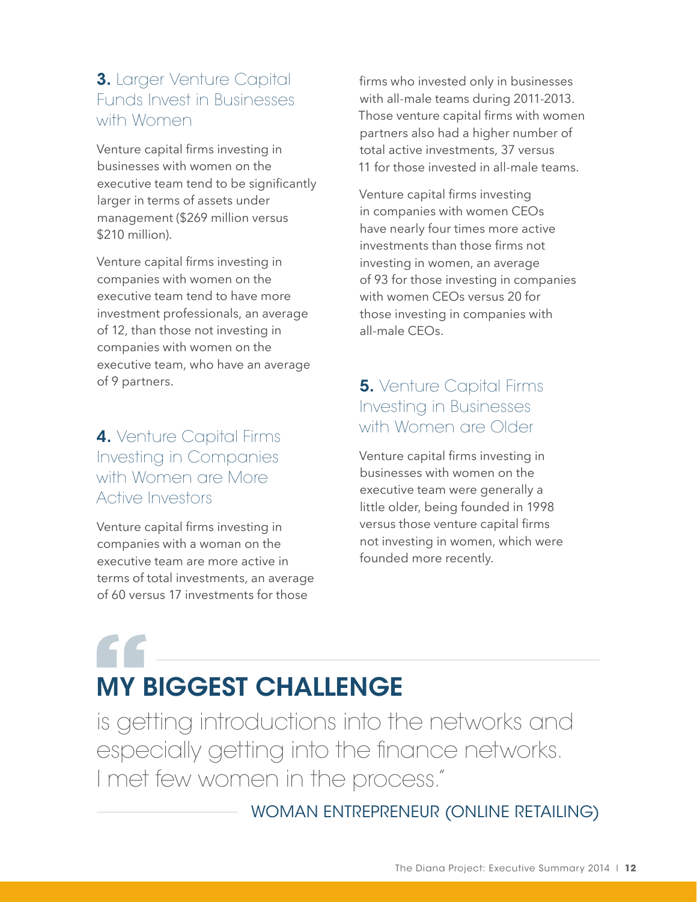### **3.** Larger Venture Capital Funds Invest in Businesses with Women

Venture capital firms investing in businesses with women on the executive team tend to be significantly larger in terms of assets under management ($269 million versus $210 million).

Venture capital firms investing in companies with women on the executive team tend to have more investment professionals, an average of 12, than those not investing in companies with women on the executive team, who have an average of 9 partners.

### **4.** Venture Capital Firms Investing in Companies with Women are More Active Investors

Venture capital firms investing in companies with a woman on the executive team are more active in terms of total investments, an average of 60 versus 17 investments for those firms who invested only in businesses with all-male teams during 2011-2013. Those venture capital firms with women partners also had a higher number of total active investments, 37 versus 11 for those invested in all-male teams.

Venture capital firms investing in companies with women CEOs have nearly four times more active investments than those firms not investing in women, an average of 93 for those investing in companies with women CEOs versus 20 for those investing in companies with all-male CEOs.

### **5.** Venture Capital Firms Investing in Businesses with Women are Older

Venture capital firms investing in businesses with women on the executive team were generally a little older, being founded in 1998 versus those venture capital firms not investing in women, which were founded more recently.

> **MY BIGGEST CHALLENGE**
>
> is getting introductions into the networks and especially getting into the finance networks. I met few women in the process."
>
> WOMAN ENTREPRENEUR (ONLINE RETAILING)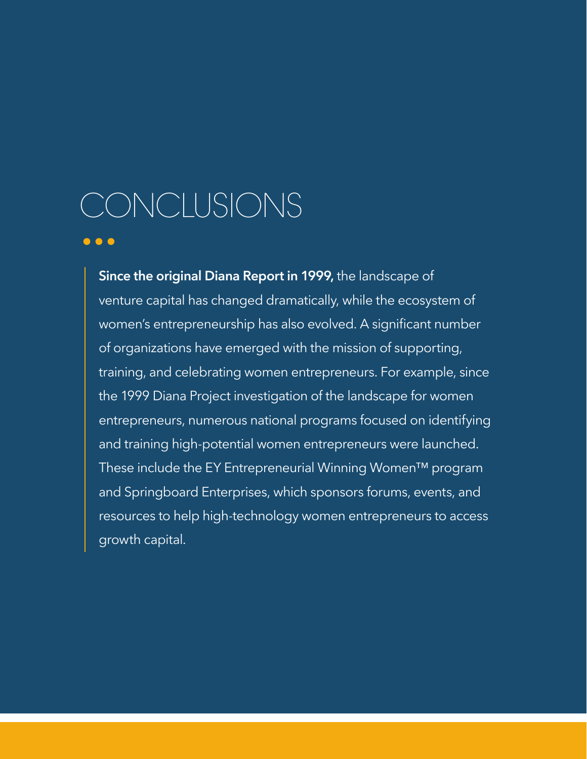# CONCLUSIONS

**Since the original Diana Report in 1999,** the landscape of venture capital has changed dramatically, while the ecosystem of women's entrepreneurship has also evolved. A significant number of organizations have emerged with the mission of supporting, training, and celebrating women entrepreneurs. For example, since the 1999 Diana Project investigation of the landscape for women entrepreneurs, numerous national programs focused on identifying and training high-potential women entrepreneurs were launched. These include the EY Entrepreneurial Winning Women™ program and Springboard Enterprises, which sponsors forums, events, and resources to help high-technology women entrepreneurs to access growth capital.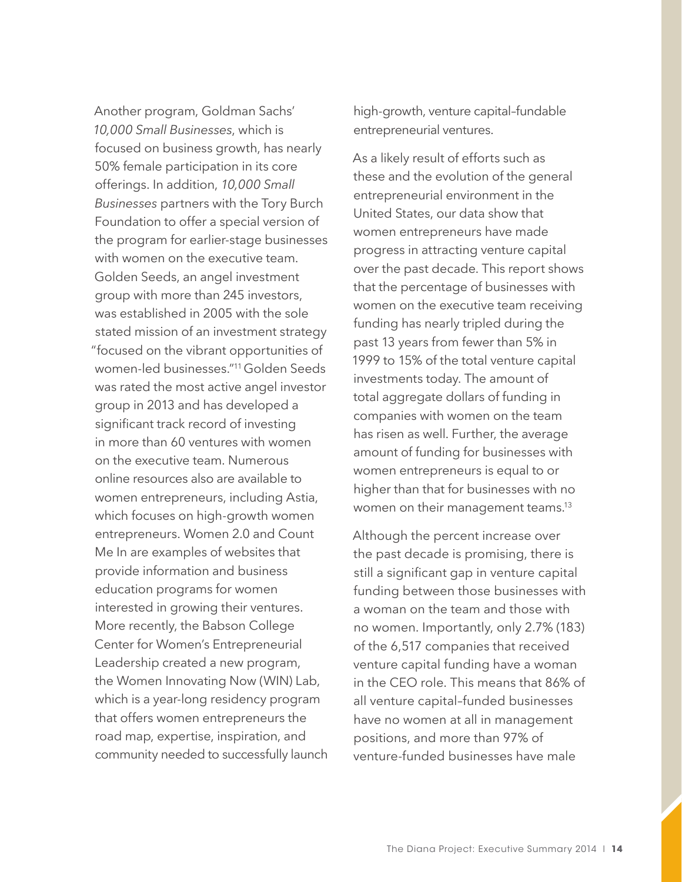Another program, Goldman Sachs' *10,000 Small Businesses*, which is focused on business growth, has nearly 50% female participation in its core offerings. In addition, *10,000 Small Businesses* partners with the Tory Burch Foundation to offer a special version of the program for earlier-stage businesses with women on the executive team. Golden Seeds, an angel investment group with more than 245 investors, was established in 2005 with the sole stated mission of an investment strategy "focused on the vibrant opportunities of women-led businesses."[11] Golden Seeds was rated the most active angel investor group in 2013 and has developed a significant track record of investing in more than 60 ventures with women on the executive team. Numerous online resources also are available to women entrepreneurs, including Astia, which focuses on high-growth women entrepreneurs. Women 2.0 and Count Me In are examples of websites that provide information and business education programs for women interested in growing their ventures. More recently, the Babson College Center for Women's Entrepreneurial Leadership created a new program, the Women Innovating Now (WIN) Lab, which is a year-long residency program that offers women entrepreneurs the road map, expertise, inspiration, and community needed to successfully launch high-growth, venture capital–fundable entrepreneurial ventures.

As a likely result of efforts such as these and the evolution of the general entrepreneurial environment in the United States, our data show that women entrepreneurs have made progress in attracting venture capital over the past decade. This report shows that the percentage of businesses with women on the executive team receiving funding has nearly tripled during the past 13 years from fewer than 5% in 1999 to 15% of the total venture capital investments today. The amount of total aggregate dollars of funding in companies with women on the team has risen as well. Further, the average amount of funding for businesses with women entrepreneurs is equal to or higher than that for businesses with no women on their management teams.[13]

Although the percent increase over the past decade is promising, there is still a significant gap in venture capital funding between those businesses with a woman on the team and those with no women. Importantly, only 2.7% (183) of the 6,517 companies that received venture capital funding have a woman in the CEO role. This means that 86% of all venture capital–funded businesses have no women at all in management positions, and more than 97% of venture-funded businesses have male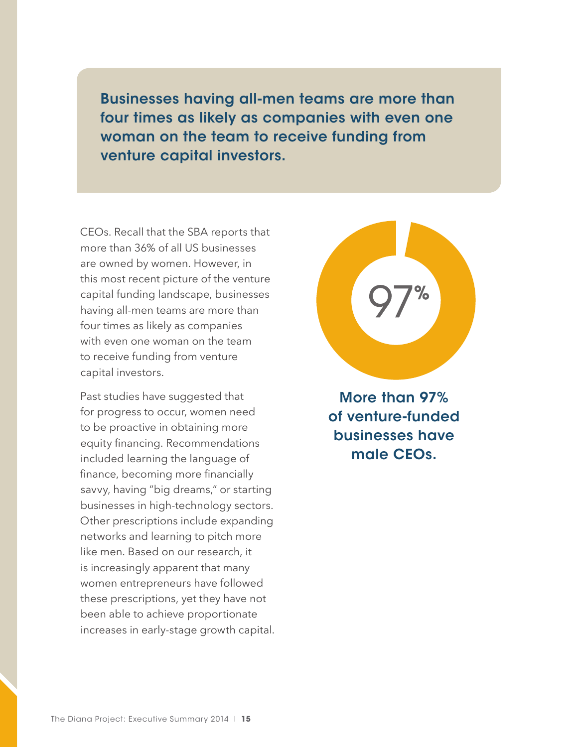**Businesses having all-men teams are more than four times as likely as companies with even one woman on the team to receive funding from venture capital investors.**

CEOs. Recall that the SBA reports that more than 36% of all US businesses are owned by women. However, in this most recent picture of the venture capital funding landscape, businesses having all-men teams are more than four times as likely as companies with even one woman on the team to receive funding from venture capital investors.

Past studies have suggested that for progress to occur, women need to be proactive in obtaining more equity financing. Recommendations included learning the language of finance, becoming more financially savvy, having "big dreams," or starting businesses in high-technology sectors. Other prescriptions include expanding networks and learning to pitch more like men. Based on our research, it is increasingly apparent that many women entrepreneurs have followed these prescriptions, yet they have not been able to achieve proportionate increases in early-stage growth capital.

97%

**More than 97% of venture-funded businesses have male CEOs.**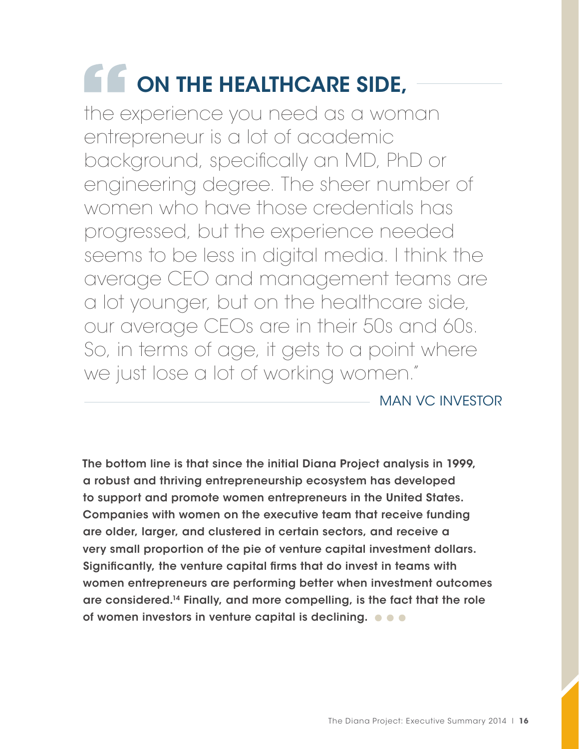> **"ON THE HEALTHCARE SIDE,** the experience you need as a woman entrepreneur is a lot of academic background, specifically an MD, PhD or engineering degree. The sheer number of women who have those credentials has progressed, but the experience needed seems to be less in digital media. I think the average CEO and management teams are a lot younger, but on the healthcare side, our average CEOs are in their 50s and 60s. So, in terms of age, it gets to a point where we just lose a lot of working women."
>
> MAN VC INVESTOR

**The bottom line is that since the initial Diana Project analysis in 1999, a robust and thriving entrepreneurship ecosystem has developed to support and promote women entrepreneurs in the United States. Companies with women on the executive team that receive funding are older, larger, and clustered in certain sectors, and receive a very small proportion of the pie of venture capital investment dollars. Significantly, the venture capital firms that do invest in teams with women entrepreneurs are performing better when investment outcomes are considered.[14] Finally, and more compelling, is the fact that the role of women investors in venture capital is declining.**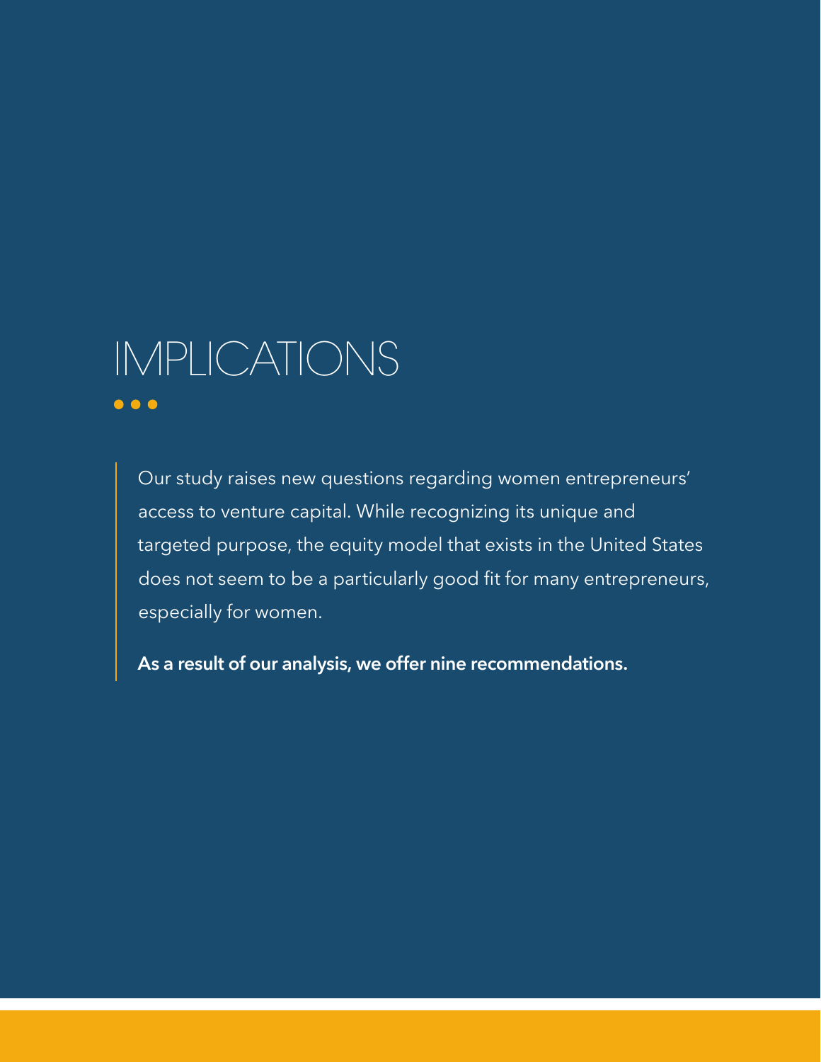# IMPLICATIONS

Our study raises new questions regarding women entrepreneurs' access to venture capital. While recognizing its unique and targeted purpose, the equity model that exists in the United States does not seem to be a particularly good fit for many entrepreneurs, especially for women.

**As a result of our analysis, we offer nine recommendations.**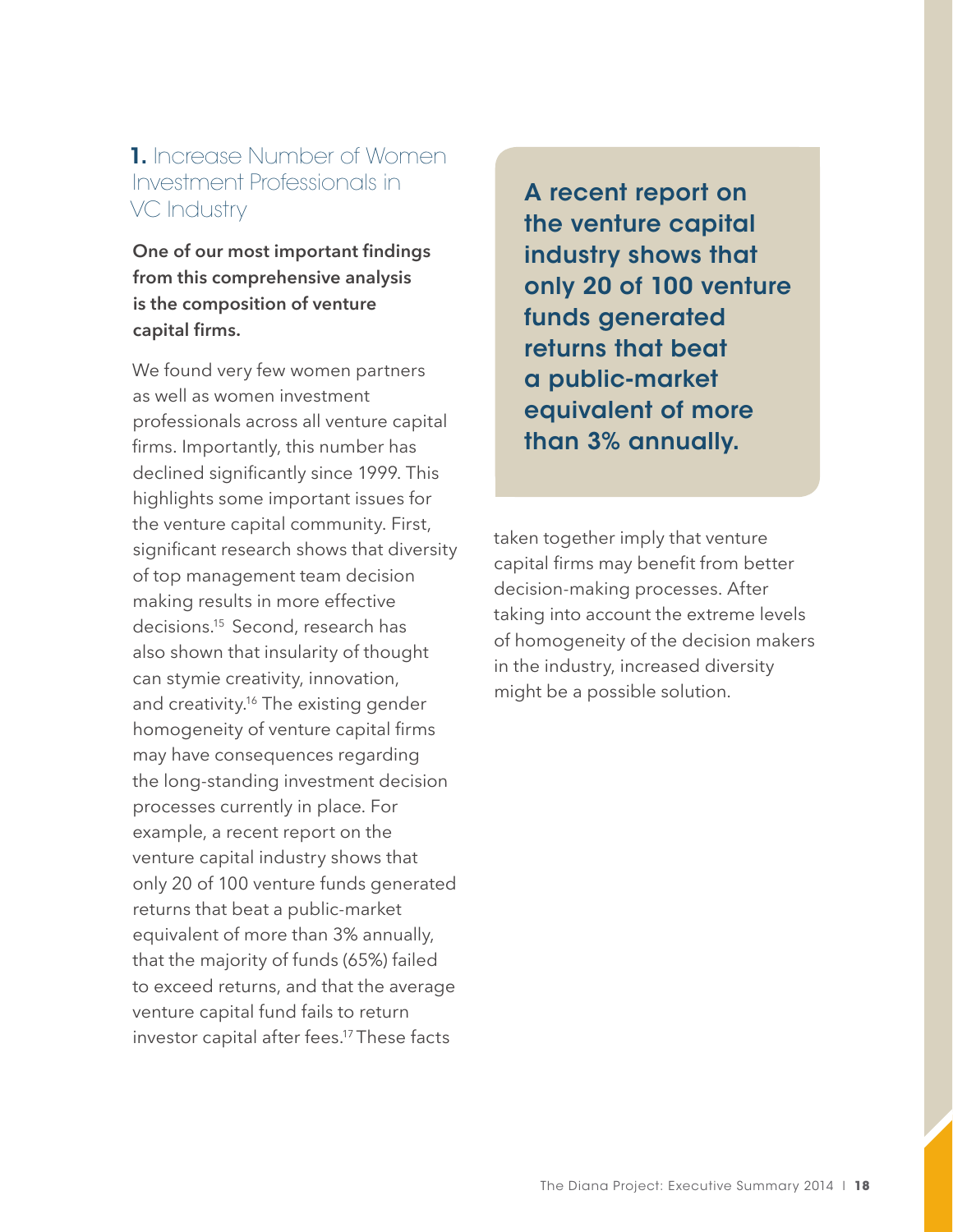## 1. Increase Number of Women Investment Professionals in VC Industry

**One of our most important findings from this comprehensive analysis is the composition of venture capital firms.**

We found very few women partners as well as women investment professionals across all venture capital firms. Importantly, this number has declined significantly since 1999. This highlights some important issues for the venture capital community. First, significant research shows that diversity of top management team decision making results in more effective decisions.[15] Second, research has also shown that insularity of thought can stymie creativity, innovation, and creativity.[16] The existing gender homogeneity of venture capital firms may have consequences regarding the long-standing investment decision processes currently in place. For example, a recent report on the venture capital industry shows that only 20 of 100 venture funds generated returns that beat a public-market equivalent of more than 3% annually, that the majority of funds (65%) failed to exceed returns, and that the average venture capital fund fails to return investor capital after fees.[17] These facts taken together imply that venture capital firms may benefit from better decision-making processes. After taking into account the extreme levels of homogeneity of the decision makers in the industry, increased diversity might be a possible solution.

**A recent report on the venture capital industry shows that only 20 of 100 venture funds generated returns that beat a public-market equivalent of more than 3% annually.**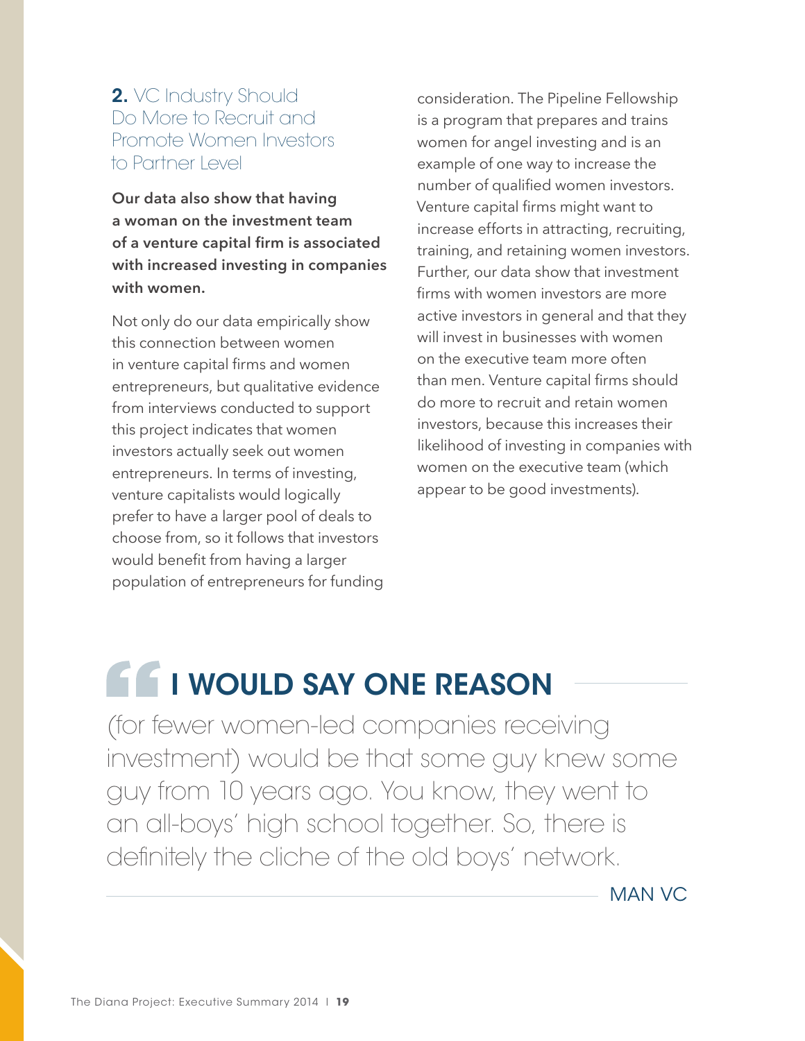## 2. VC Industry Should Do More to Recruit and Promote Women Investors to Partner Level

**Our data also show that having a woman on the investment team of a venture capital firm is associated with increased investing in companies with women.**

Not only do our data empirically show this connection between women in venture capital firms and women entrepreneurs, but qualitative evidence from interviews conducted to support this project indicates that women investors actually seek out women entrepreneurs. In terms of investing, venture capitalists would logically prefer to have a larger pool of deals to choose from, so it follows that investors would benefit from having a larger population of entrepreneurs for funding consideration. The Pipeline Fellowship is a program that prepares and trains women for angel investing and is an example of one way to increase the number of qualified women investors. Venture capital firms might want to increase efforts in attracting, recruiting, training, and retaining women investors. Further, our data show that investment firms with women investors are more active investors in general and that they will invest in businesses with women on the executive team more often than men. Venture capital firms should do more to recruit and retain women investors, because this increases their likelihood of investing in companies with women on the executive team (which appear to be good investments).

> **I WOULD SAY ONE REASON** (for fewer women-led companies receiving investment) would be that some guy knew some guy from 10 years ago. You know, they went to an all-boys' high school together. So, there is definitely the cliche of the old boys' network.
>
> MAN VC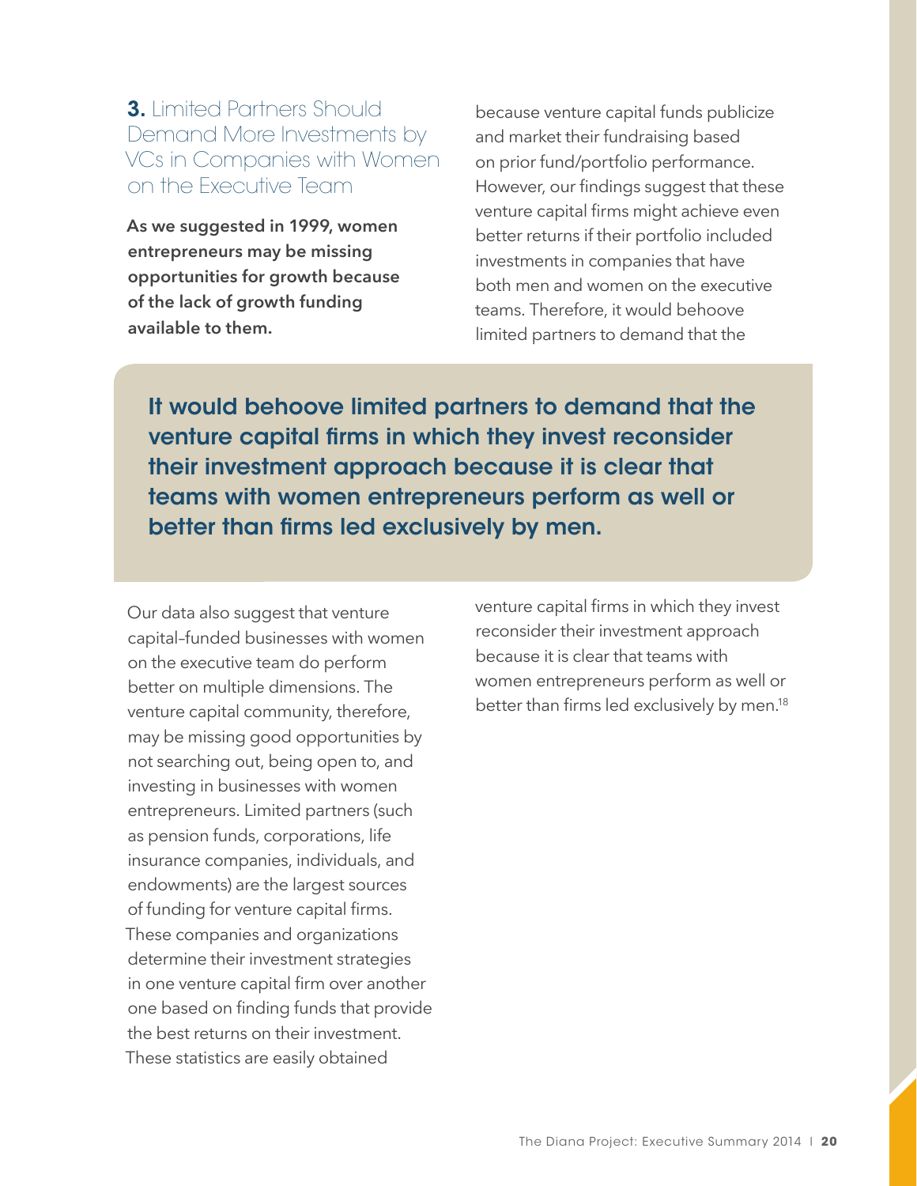### 3. Limited Partners Should Demand More Investments by VCs in Companies with Women on the Executive Team

**As we suggested in 1999, women entrepreneurs may be missing opportunities for growth because of the lack of growth funding available to them.**

Our data also suggest that venture capital–funded businesses with women on the executive team do perform better on multiple dimensions. The venture capital community, therefore, may be missing good opportunities by not searching out, being open to, and investing in businesses with women entrepreneurs. Limited partners (such as pension funds, corporations, life insurance companies, individuals, and endowments) are the largest sources of funding for venture capital firms. These companies and organizations determine their investment strategies in one venture capital firm over another one based on finding funds that provide the best returns on their investment. These statistics are easily obtained because venture capital funds publicize and market their fundraising based on prior fund/portfolio performance. However, our findings suggest that these venture capital firms might achieve even better returns if their portfolio included investments in companies that have both men and women on the executive teams. Therefore, it would behoove limited partners to demand that the venture capital firms in which they invest reconsider their investment approach because it is clear that teams with women entrepreneurs perform as well or better than firms led exclusively by men.[18]

> **It would behoove limited partners to demand that the venture capital firms in which they invest reconsider their investment approach because it is clear that teams with women entrepreneurs perform as well or better than firms led exclusively by men.**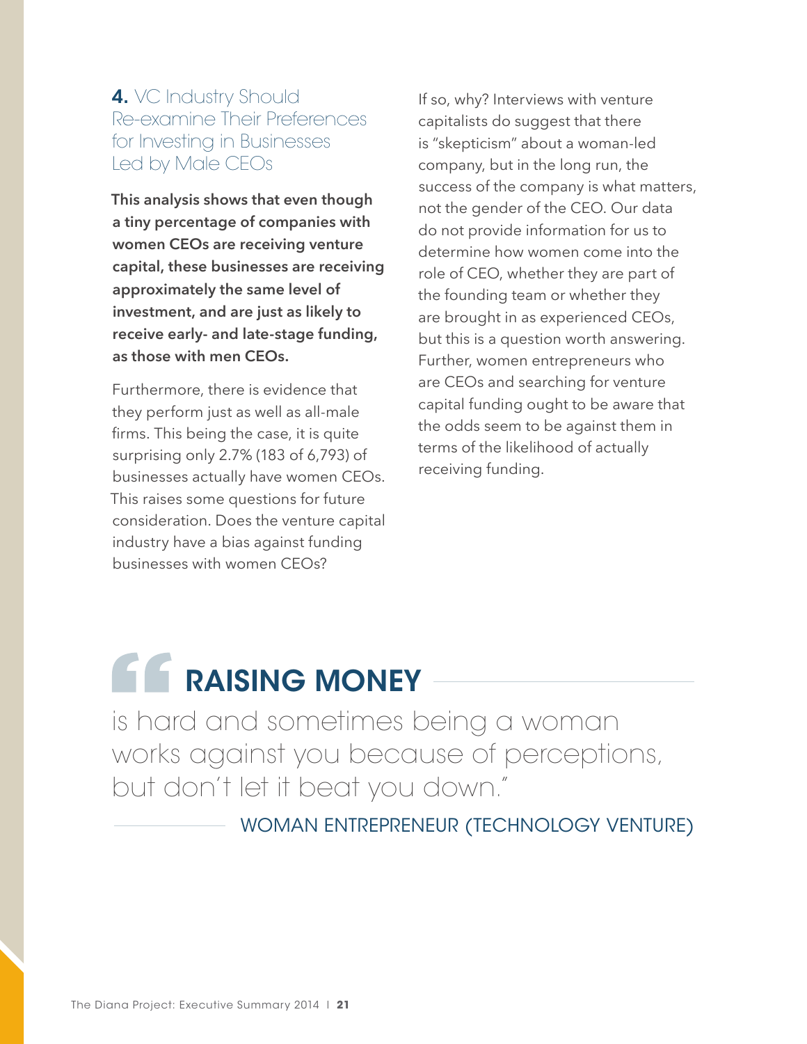## 4. VC Industry Should Re-examine Their Preferences for Investing in Businesses Led by Male CEOs

**This analysis shows that even though a tiny percentage of companies with women CEOs are receiving venture capital, these businesses are receiving approximately the same level of investment, and are just as likely to receive early- and late-stage funding, as those with men CEOs.**

Furthermore, there is evidence that they perform just as well as all-male firms. This being the case, it is quite surprising only 2.7% (183 of 6,793) of businesses actually have women CEOs. This raises some questions for future consideration. Does the venture capital industry have a bias against funding businesses with women CEOs?

If so, why? Interviews with venture capitalists do suggest that there is "skepticism" about a woman-led company, but in the long run, the success of the company is what matters, not the gender of the CEO. Our data do not provide information for us to determine how women come into the role of CEO, whether they are part of the founding team or whether they are brought in as experienced CEOs, but this is a question worth answering. Further, women entrepreneurs who are CEOs and searching for venture capital funding ought to be aware that the odds seem to be against them in terms of the likelihood of actually receiving funding.

> "**RAISING MONEY** is hard and sometimes being a woman works against you because of perceptions, but don't let it beat you down."
>
> WOMAN ENTREPRENEUR (TECHNOLOGY VENTURE)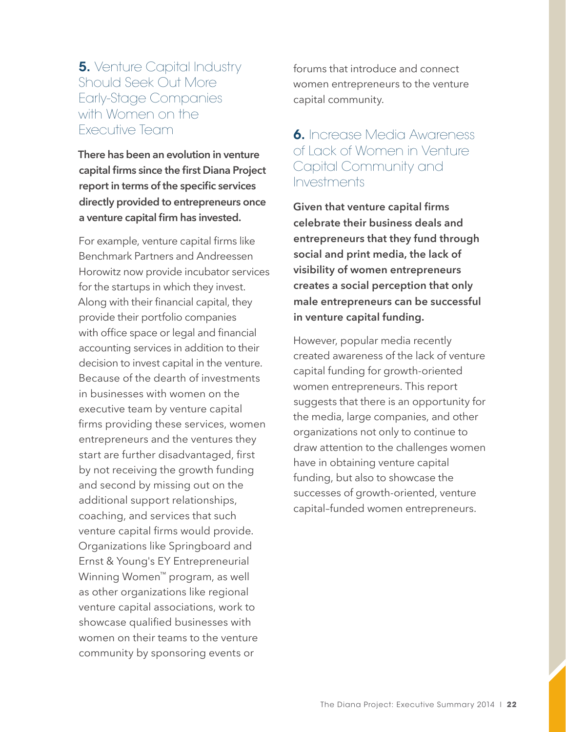## **5.** Venture Capital Industry Should Seek Out More Early-Stage Companies with Women on the Executive Team

**There has been an evolution in venture capital firms since the first Diana Project report in terms of the specific services directly provided to entrepreneurs once a venture capital firm has invested.**

For example, venture capital firms like Benchmark Partners and Andreessen Horowitz now provide incubator services for the startups in which they invest. Along with their financial capital, they provide their portfolio companies with office space or legal and financial accounting services in addition to their decision to invest capital in the venture. Because of the dearth of investments in businesses with women on the executive team by venture capital firms providing these services, women entrepreneurs and the ventures they start are further disadvantaged, first by not receiving the growth funding and second by missing out on the additional support relationships, coaching, and services that such venture capital firms would provide. Organizations like Springboard and Ernst & Young's EY Entrepreneurial Winning Women™ program, as well as other organizations like regional venture capital associations, work to showcase qualified businesses with women on their teams to the venture community by sponsoring events or forums that introduce and connect women entrepreneurs to the venture capital community.

## **6.** Increase Media Awareness of Lack of Women in Venture Capital Community and Investments

**Given that venture capital firms celebrate their business deals and entrepreneurs that they fund through social and print media, the lack of visibility of women entrepreneurs creates a social perception that only male entrepreneurs can be successful in venture capital funding.**

However, popular media recently created awareness of the lack of venture capital funding for growth-oriented women entrepreneurs. This report suggests that there is an opportunity for the media, large companies, and other organizations not only to continue to draw attention to the challenges women have in obtaining venture capital funding, but also to showcase the successes of growth-oriented, venture capital–funded women entrepreneurs.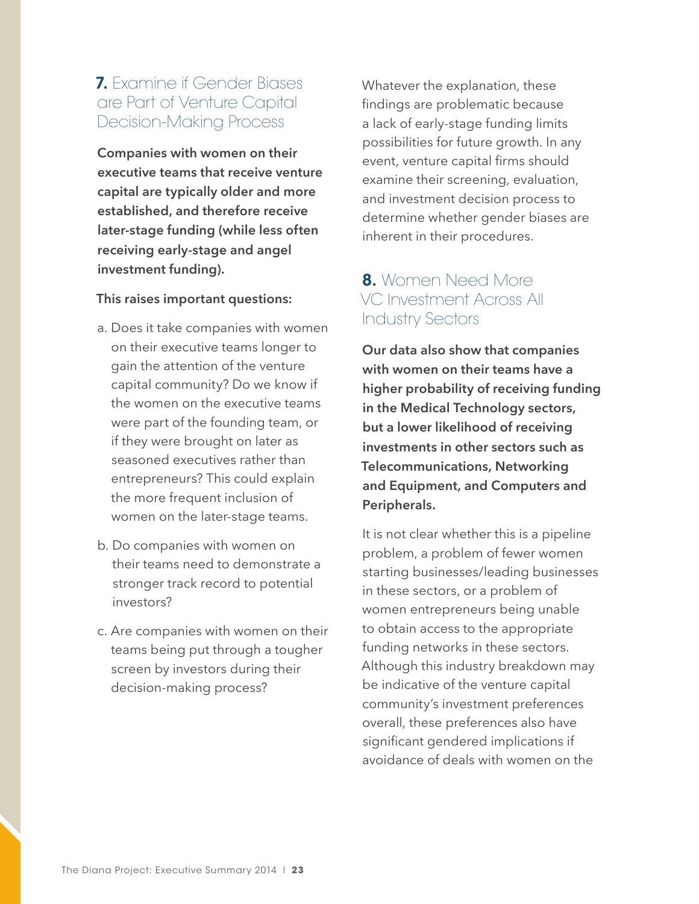## **7.** Examine if Gender Biases are Part of Venture Capital Decision-Making Process

**Companies with women on their executive teams that receive venture capital are typically older and more established, and therefore receive later-stage funding (while less often receiving early-stage and angel investment funding).**

**This raises important questions:**

a. Does it take companies with women on their executive teams longer to gain the attention of the venture capital community? Do we know if the women on the executive teams were part of the founding team, or if they were brought on later as seasoned executives rather than entrepreneurs? This could explain the more frequent inclusion of women on the later-stage teams.

b. Do companies with women on their teams need to demonstrate a stronger track record to potential investors?

c. Are companies with women on their teams being put through a tougher screen by investors during their decision-making process?

Whatever the explanation, these findings are problematic because a lack of early-stage funding limits possibilities for future growth. In any event, venture capital firms should examine their screening, evaluation, and investment decision process to determine whether gender biases are inherent in their procedures.

## **8.** Women Need More VC Investment Across All Industry Sectors

**Our data also show that companies with women on their teams have a higher probability of receiving funding in the Medical Technology sectors, but a lower likelihood of receiving investments in other sectors such as Telecommunications, Networking and Equipment, and Computers and Peripherals.**

It is not clear whether this is a pipeline problem, a problem of fewer women starting businesses/leading businesses in these sectors, or a problem of women entrepreneurs being unable to obtain access to the appropriate funding networks in these sectors. Although this industry breakdown may be indicative of the venture capital community's investment preferences overall, these preferences also have significant gendered implications if avoidance of deals with women on the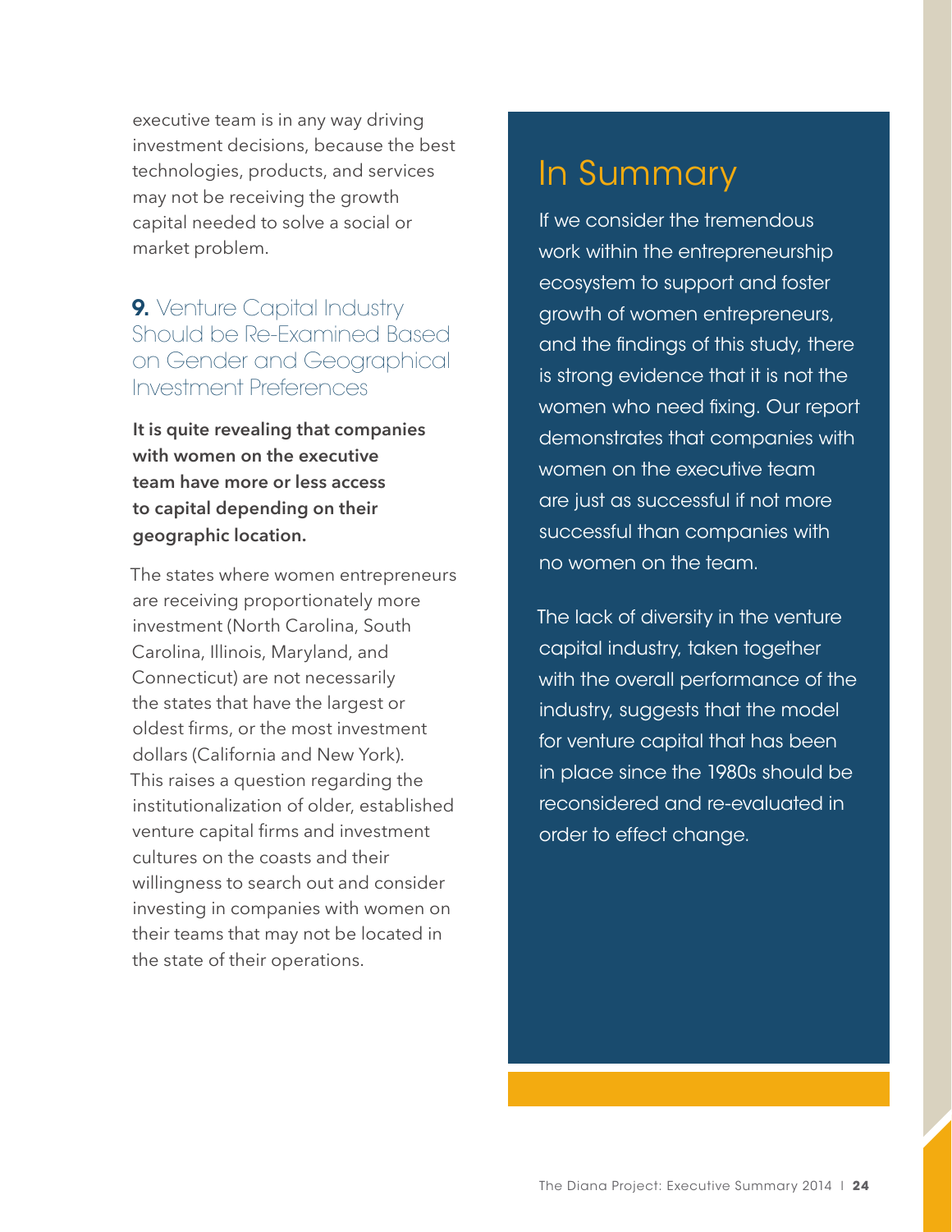executive team is in any way driving investment decisions, because the best technologies, products, and services may not be receiving the growth capital needed to solve a social or market problem.

### **9.** Venture Capital Industry Should be Re-Examined Based on Gender and Geographical Investment Preferences

**It is quite revealing that companies with women on the executive team have more or less access to capital depending on their geographic location.**

The states where women entrepreneurs are receiving proportionately more investment (North Carolina, South Carolina, Illinois, Maryland, and Connecticut) are not necessarily the states that have the largest or oldest firms, or the most investment dollars (California and New York). This raises a question regarding the institutionalization of older, established venture capital firms and investment cultures on the coasts and their willingness to search out and consider investing in companies with women on their teams that may not be located in the state of their operations.

## In Summary

If we consider the tremendous work within the entrepreneurship ecosystem to support and foster growth of women entrepreneurs, and the findings of this study, there is strong evidence that it is not the women who need fixing. Our report demonstrates that companies with women on the executive team are just as successful if not more successful than companies with no women on the team.

The lack of diversity in the venture capital industry, taken together with the overall performance of the industry, suggests that the model for venture capital that has been in place since the 1980s should be reconsidered and re-evaluated in order to effect change.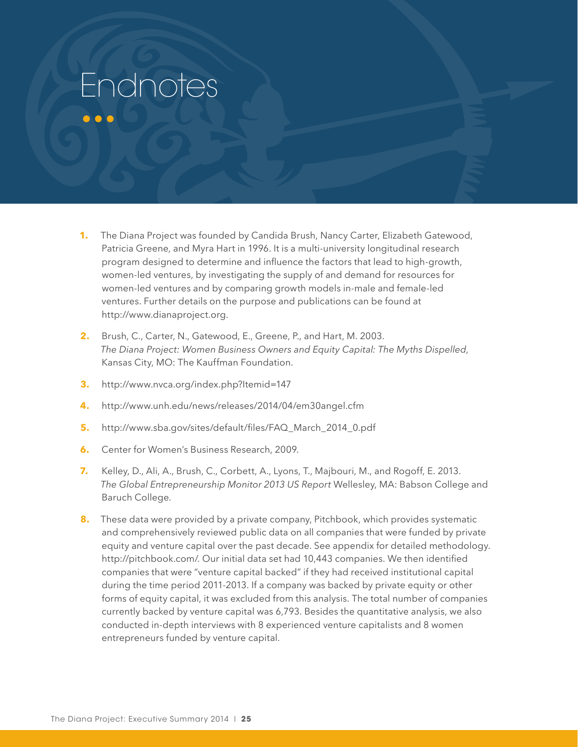# Endnotes

1. The Diana Project was founded by Candida Brush, Nancy Carter, Elizabeth Gatewood, Patricia Greene, and Myra Hart in 1996. It is a multi-university longitudinal research program designed to determine and influence the factors that lead to high-growth, women-led ventures, by investigating the supply of and demand for resources for women-led ventures and by comparing growth models in-male and female-led ventures. Further details on the purpose and publications can be found at http://www.dianaproject.org.

2. Brush, C., Carter, N., Gatewood, E., Greene, P., and Hart, M. 2003. *The Diana Project: Women Business Owners and Equity Capital: The Myths Dispelled*, Kansas City, MO: The Kauffman Foundation.

3. http://www.nvca.org/index.php?Itemid=147

4. http://www.unh.edu/news/releases/2014/04/em30angel.cfm

5. http://www.sba.gov/sites/default/files/FAQ_March_2014_0.pdf

6. Center for Women's Business Research, 2009.

7. Kelley, D., Ali, A., Brush, C., Corbett, A., Lyons, T., Majbouri, M., and Rogoff, E. 2013. *The Global Entrepreneurship Monitor 2013 US Report* Wellesley, MA: Babson College and Baruch College.

8. These data were provided by a private company, Pitchbook, which provides systematic and comprehensively reviewed public data on all companies that were funded by private equity and venture capital over the past decade. See appendix for detailed methodology. http://pitchbook.com/. Our initial data set had 10,443 companies. We then identified companies that were "venture capital backed" if they had received institutional capital during the time period 2011-2013. If a company was backed by private equity or other forms of equity capital, it was excluded from this analysis. The total number of companies currently backed by venture capital was 6,793. Besides the quantitative analysis, we also conducted in-depth interviews with 8 experienced venture capitalists and 8 women entrepreneurs funded by venture capital.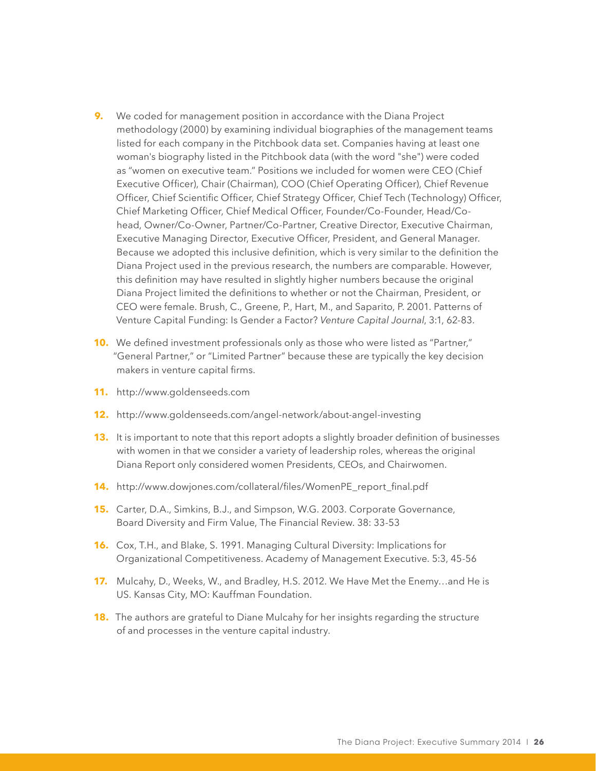9. We coded for management position in accordance with the Diana Project methodology (2000) by examining individual biographies of the management teams listed for each company in the Pitchbook data set. Companies having at least one woman's biography listed in the Pitchbook data (with the word "she") were coded as "women on executive team." Positions we included for women were CEO (Chief Executive Officer), Chair (Chairman), COO (Chief Operating Officer), Chief Revenue Officer, Chief Scientific Officer, Chief Strategy Officer, Chief Tech (Technology) Officer, Chief Marketing Officer, Chief Medical Officer, Founder/Co-Founder, Head/Co-head, Owner/Co-Owner, Partner/Co-Partner, Creative Director, Executive Chairman, Executive Managing Director, Executive Officer, President, and General Manager. Because we adopted this inclusive definition, which is very similar to the definition the Diana Project used in the previous research, the numbers are comparable. However, this definition may have resulted in slightly higher numbers because the original Diana Project limited the definitions to whether or not the Chairman, President, or CEO were female. Brush, C., Greene, P., Hart, M., and Saparito, P. 2001. Patterns of Venture Capital Funding: Is Gender a Factor? *Venture Capital Journal*, 3:1, 62-83.

10. We defined investment professionals only as those who were listed as "Partner," "General Partner," or "Limited Partner" because these are typically the key decision makers in venture capital firms.

11. http://www.goldenseeds.com

12. http://www.goldenseeds.com/angel-network/about-angel-investing

13. It is important to note that this report adopts a slightly broader definition of businesses with women in that we consider a variety of leadership roles, whereas the original Diana Report only considered women Presidents, CEOs, and Chairwomen.

14. http://www.dowjones.com/collateral/files/WomenPE_report_final.pdf

15. Carter, D.A., Simkins, B.J., and Simpson, W.G. 2003. Corporate Governance, Board Diversity and Firm Value, The Financial Review. 38: 33-53

16. Cox, T.H., and Blake, S. 1991. Managing Cultural Diversity: Implications for Organizational Competitiveness. Academy of Management Executive. 5:3, 45-56

17. Mulcahy, D., Weeks, W., and Bradley, H.S. 2012. We Have Met the Enemy…and He is US. Kansas City, MO: Kauffman Foundation.

18. The authors are grateful to Diane Mulcahy for her insights regarding the structure of and processes in the venture capital industry.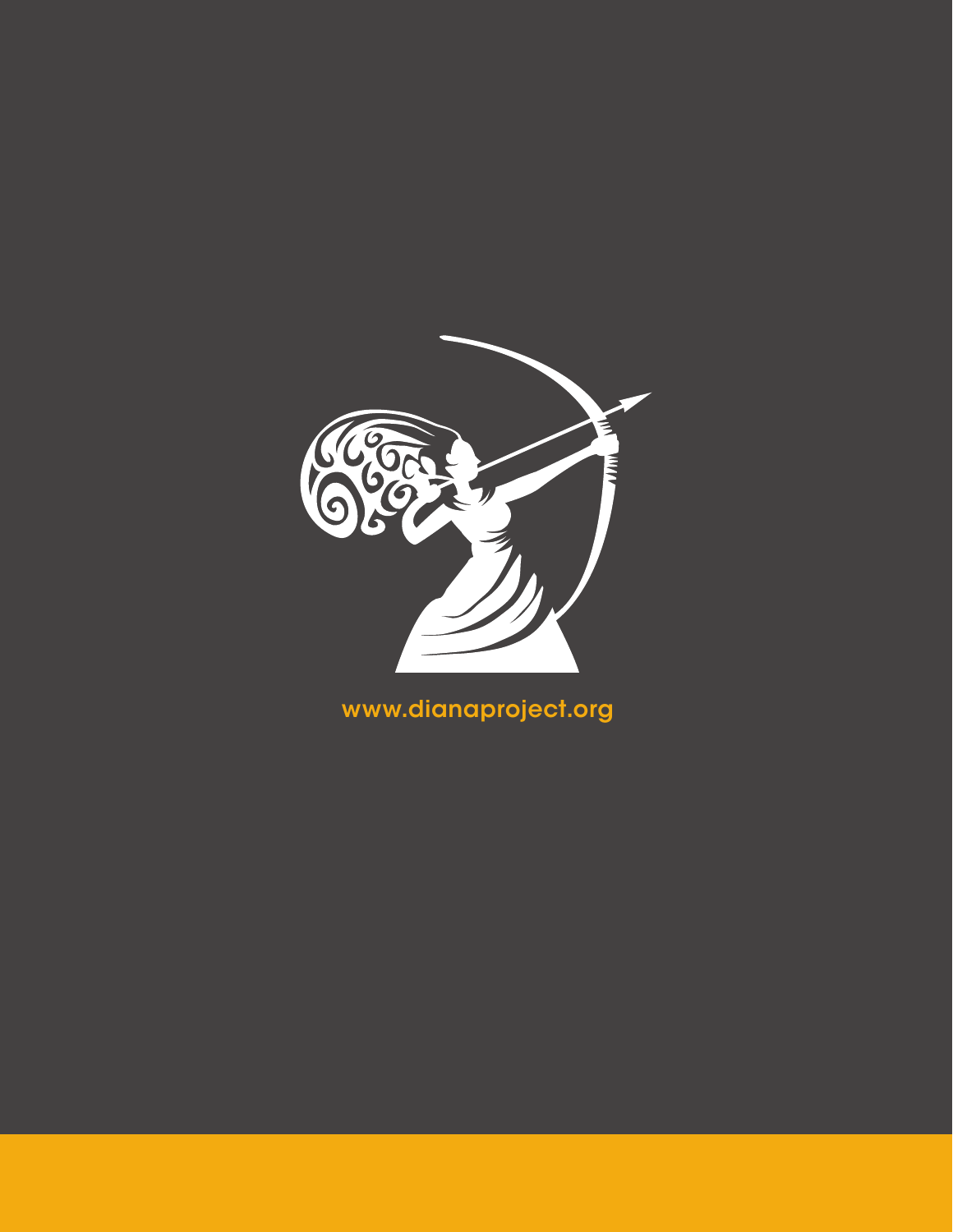www.dianaproject.org